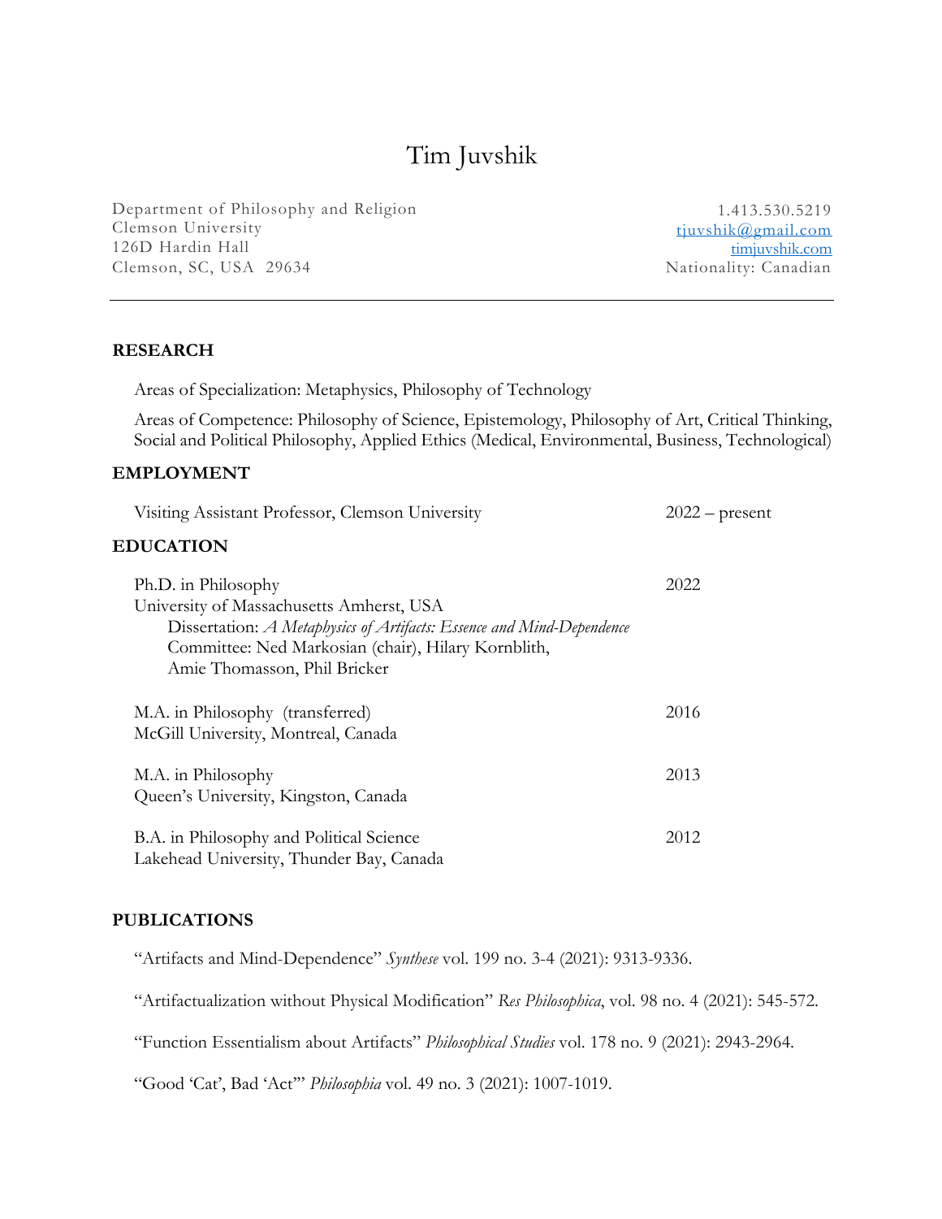# Tim Juvshik

Department of Philosophy and Religion
Clemson University
126D Hardin Hall
Clemson, SC, USA 29634

1.413.530.5219
[tjuvshik@gmail.com](mailto:tjuvshik@gmail.com)
[timjuvshik.com](timjuvshik.com)
Nationality: Canadian

---

## RESEARCH

Areas of Specialization: Metaphysics, Philosophy of Technology

Areas of Competence: Philosophy of Science, Epistemology, Philosophy of Art, Critical Thinking, Social and Political Philosophy, Applied Ethics (Medical, Environmental, Business, Technological)

## EMPLOYMENT

Visiting Assistant Professor, Clemson University — 2022 – present

## EDUCATION

Ph.D. in Philosophy — 2022
University of Massachusetts Amherst, USA
Dissertation: *A Metaphysics of Artifacts: Essence and Mind-Dependence*
Committee: Ned Markosian (chair), Hilary Kornblith, Amie Thomasson, Phil Bricker

M.A. in Philosophy (transferred) — 2016
McGill University, Montreal, Canada

M.A. in Philosophy — 2013
Queen's University, Kingston, Canada

B.A. in Philosophy and Political Science — 2012
Lakehead University, Thunder Bay, Canada

## PUBLICATIONS

"Artifacts and Mind-Dependence" *Synthese* vol. 199 no. 3-4 (2021): 9313-9336.

"Artifactualization without Physical Modification" *Res Philosophica*, vol. 98 no. 4 (2021): 545-572.

"Function Essentialism about Artifacts" *Philosophical Studies* vol. 178 no. 9 (2021): 2943-2964.

"Good 'Cat', Bad 'Act'" *Philosophia* vol. 49 no. 3 (2021): 1007-1019.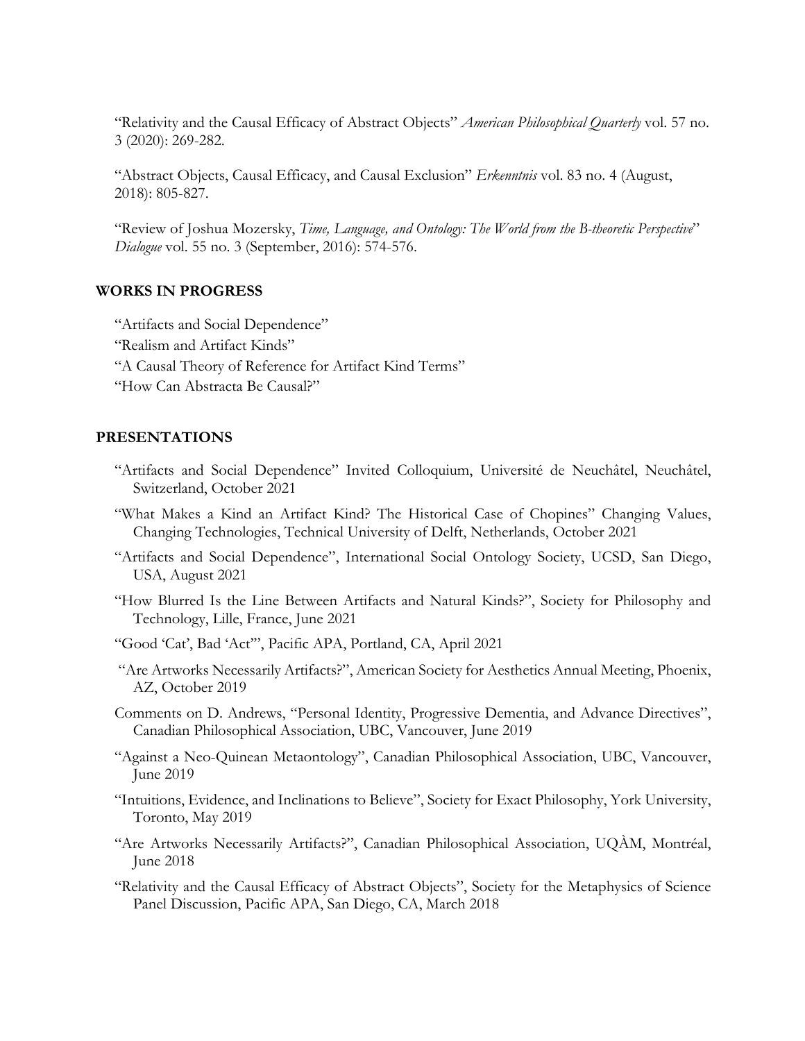"Relativity and the Causal Efficacy of Abstract Objects" *American Philosophical Quarterly* vol. 57 no. 3 (2020): 269-282.

"Abstract Objects, Causal Efficacy, and Causal Exclusion" *Erkenntnis* vol. 83 no. 4 (August, 2018): 805-827.

"Review of Joshua Mozersky, *Time, Language, and Ontology: The World from the B-theoretic Perspective*" *Dialogue* vol. 55 no. 3 (September, 2016): 574-576.

## WORKS IN PROGRESS

"Artifacts and Social Dependence"
"Realism and Artifact Kinds"
"A Causal Theory of Reference for Artifact Kind Terms"
"How Can Abstracta Be Causal?"

## PRESENTATIONS

"Artifacts and Social Dependence" Invited Colloquium, Université de Neuchâtel, Neuchâtel, Switzerland, October 2021

"What Makes a Kind an Artifact Kind? The Historical Case of Chopines" Changing Values, Changing Technologies, Technical University of Delft, Netherlands, October 2021

"Artifacts and Social Dependence", International Social Ontology Society, UCSD, San Diego, USA, August 2021

"How Blurred Is the Line Between Artifacts and Natural Kinds?", Society for Philosophy and Technology, Lille, France, June 2021

"Good 'Cat', Bad 'Act'", Pacific APA, Portland, CA, April 2021

"Are Artworks Necessarily Artifacts?", American Society for Aesthetics Annual Meeting, Phoenix, AZ, October 2019

Comments on D. Andrews, "Personal Identity, Progressive Dementia, and Advance Directives", Canadian Philosophical Association, UBC, Vancouver, June 2019

"Against a Neo-Quinean Metaontology", Canadian Philosophical Association, UBC, Vancouver, June 2019

"Intuitions, Evidence, and Inclinations to Believe", Society for Exact Philosophy, York University, Toronto, May 2019

"Are Artworks Necessarily Artifacts?", Canadian Philosophical Association, UQÀM, Montréal, June 2018

"Relativity and the Causal Efficacy of Abstract Objects", Society for the Metaphysics of Science Panel Discussion, Pacific APA, San Diego, CA, March 2018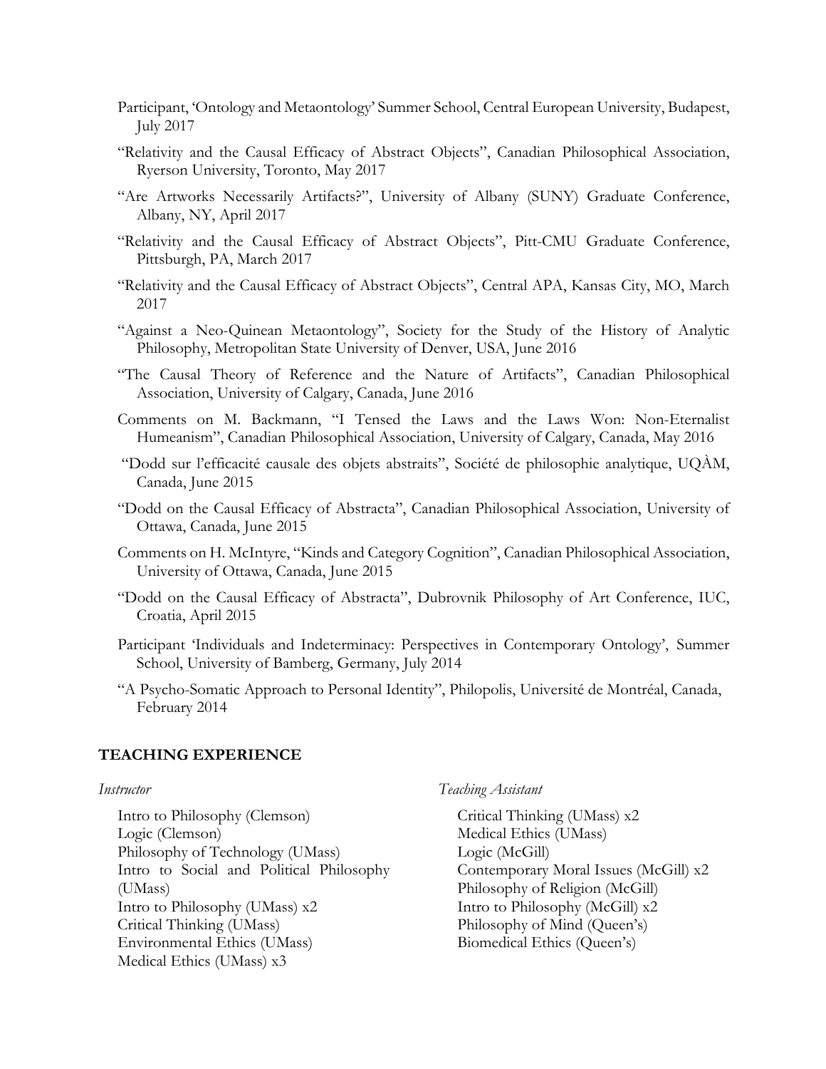Participant, 'Ontology and Metaontology' Summer School, Central European University, Budapest, July 2017

"Relativity and the Causal Efficacy of Abstract Objects", Canadian Philosophical Association, Ryerson University, Toronto, May 2017

"Are Artworks Necessarily Artifacts?", University of Albany (SUNY) Graduate Conference, Albany, NY, April 2017

"Relativity and the Causal Efficacy of Abstract Objects", Pitt-CMU Graduate Conference, Pittsburgh, PA, March 2017

"Relativity and the Causal Efficacy of Abstract Objects", Central APA, Kansas City, MO, March 2017

"Against a Neo-Quinean Metaontology", Society for the Study of the History of Analytic Philosophy, Metropolitan State University of Denver, USA, June 2016

"The Causal Theory of Reference and the Nature of Artifacts", Canadian Philosophical Association, University of Calgary, Canada, June 2016

Comments on M. Backmann, "I Tensed the Laws and the Laws Won: Non-Eternalist Humeanism", Canadian Philosophical Association, University of Calgary, Canada, May 2016

"Dodd sur l'efficacité causale des objets abstraits", Société de philosophie analytique, UQÀM, Canada, June 2015

"Dodd on the Causal Efficacy of Abstracta", Canadian Philosophical Association, University of Ottawa, Canada, June 2015

Comments on H. McIntyre, "Kinds and Category Cognition", Canadian Philosophical Association, University of Ottawa, Canada, June 2015

"Dodd on the Causal Efficacy of Abstracta", Dubrovnik Philosophy of Art Conference, IUC, Croatia, April 2015

Participant 'Individuals and Indeterminacy: Perspectives in Contemporary Ontology', Summer School, University of Bamberg, Germany, July 2014

"A Psycho-Somatic Approach to Personal Identity", Philopolis, Université de Montréal, Canada, February 2014

## TEACHING EXPERIENCE

*Instructor*

Intro to Philosophy (Clemson)
Logic (Clemson)
Philosophy of Technology (UMass)
Intro to Social and Political Philosophy (UMass)
Intro to Philosophy (UMass) x2
Critical Thinking (UMass)
Environmental Ethics (UMass)
Medical Ethics (UMass) x3

*Teaching Assistant*

Critical Thinking (UMass) x2
Medical Ethics (UMass)
Logic (McGill)
Contemporary Moral Issues (McGill) x2
Philosophy of Religion (McGill)
Intro to Philosophy (McGill) x2
Philosophy of Mind (Queen's)
Biomedical Ethics (Queen's)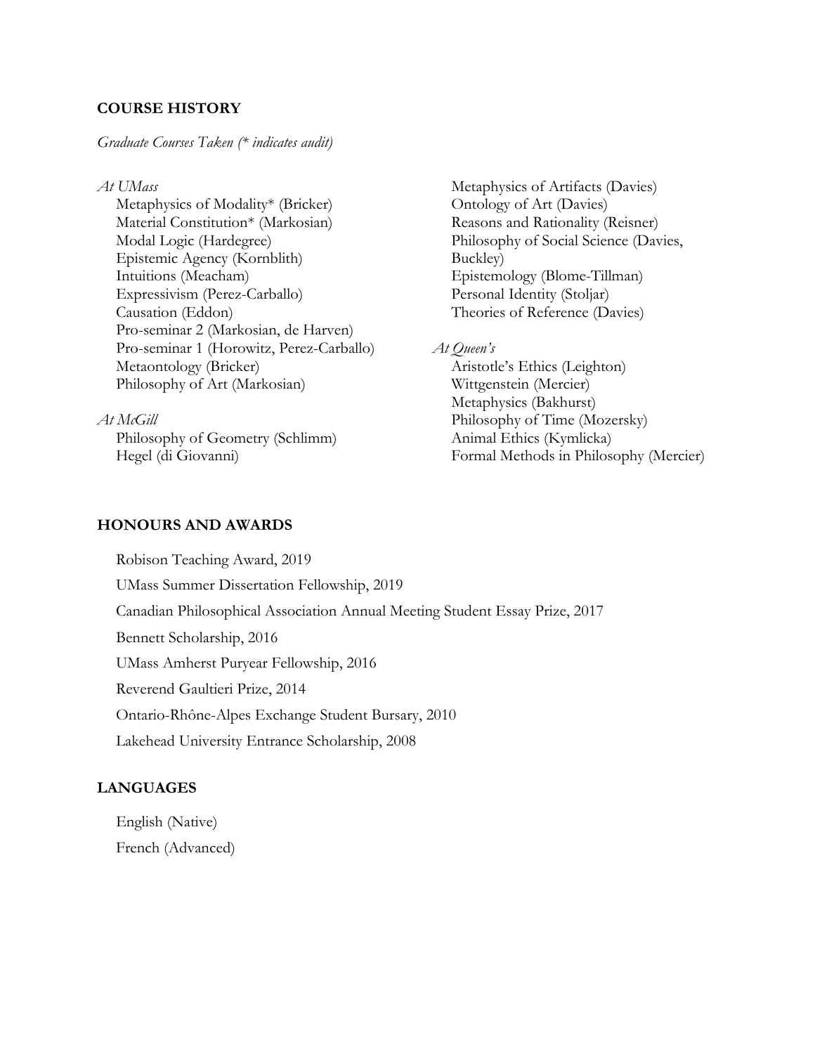## COURSE HISTORY

*Graduate Courses Taken (* indicates audit)*

*At UMass*

- Metaphysics of Modality* (Bricker)
- Material Constitution* (Markosian)
- Modal Logic (Hardegree)
- Epistemic Agency (Kornblith)
- Intuitions (Meacham)
- Expressivism (Perez-Carballo)
- Causation (Eddon)
- Pro-seminar 2 (Markosian, de Harven)
- Pro-seminar 1 (Horowitz, Perez-Carballo)
- Metaontology (Bricker)
- Philosophy of Art (Markosian)

*At McGill*

- Philosophy of Geometry (Schlimm)
- Hegel (di Giovanni)
- Metaphysics of Artifacts (Davies)
- Ontology of Art (Davies)
- Reasons and Rationality (Reisner)
- Philosophy of Social Science (Davies, Buckley)
- Epistemology (Blome-Tillman)
- Personal Identity (Stoljar)
- Theories of Reference (Davies)

*At Queen's*

- Aristotle's Ethics (Leighton)
- Wittgenstein (Mercier)
- Metaphysics (Bakhurst)
- Philosophy of Time (Mozersky)
- Animal Ethics (Kymlicka)
- Formal Methods in Philosophy (Mercier)

## HONOURS AND AWARDS

- Robison Teaching Award, 2019
- UMass Summer Dissertation Fellowship, 2019
- Canadian Philosophical Association Annual Meeting Student Essay Prize, 2017
- Bennett Scholarship, 2016
- UMass Amherst Puryear Fellowship, 2016
- Reverend Gaultieri Prize, 2014
- Ontario-Rhône-Alpes Exchange Student Bursary, 2010
- Lakehead University Entrance Scholarship, 2008

## LANGUAGES

- English (Native)
- French (Advanced)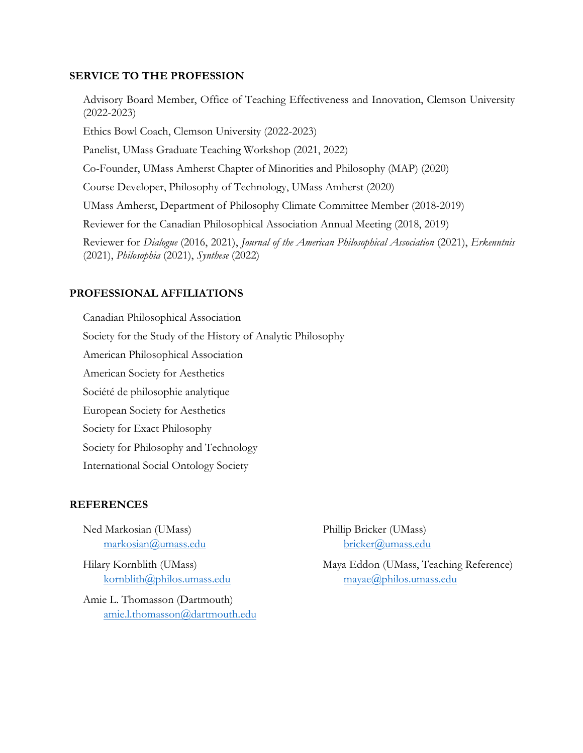## SERVICE TO THE PROFESSION

Advisory Board Member, Office of Teaching Effectiveness and Innovation, Clemson University (2022-2023)

Ethics Bowl Coach, Clemson University (2022-2023)

Panelist, UMass Graduate Teaching Workshop (2021, 2022)

Co-Founder, UMass Amherst Chapter of Minorities and Philosophy (MAP) (2020)

Course Developer, Philosophy of Technology, UMass Amherst (2020)

UMass Amherst, Department of Philosophy Climate Committee Member (2018-2019)

Reviewer for the Canadian Philosophical Association Annual Meeting (2018, 2019)

Reviewer for *Dialogue* (2016, 2021), *Journal of the American Philosophical Association* (2021), *Erkenntnis* (2021), *Philosophia* (2021), *Synthese* (2022)

## PROFESSIONAL AFFILIATIONS

Canadian Philosophical Association

Society for the Study of the History of Analytic Philosophy

American Philosophical Association

American Society for Aesthetics

Société de philosophie analytique

European Society for Aesthetics

Society for Exact Philosophy

Society for Philosophy and Technology

International Social Ontology Society

## REFERENCES

Ned Markosian (UMass)
markosian@umass.edu

Hilary Kornblith (UMass)
kornblith@philos.umass.edu

Amie L. Thomasson (Dartmouth)
amie.l.thomasson@dartmouth.edu

Phillip Bricker (UMass)
bricker@umass.edu

Maya Eddon (UMass, Teaching Reference)
mayae@philos.umass.edu